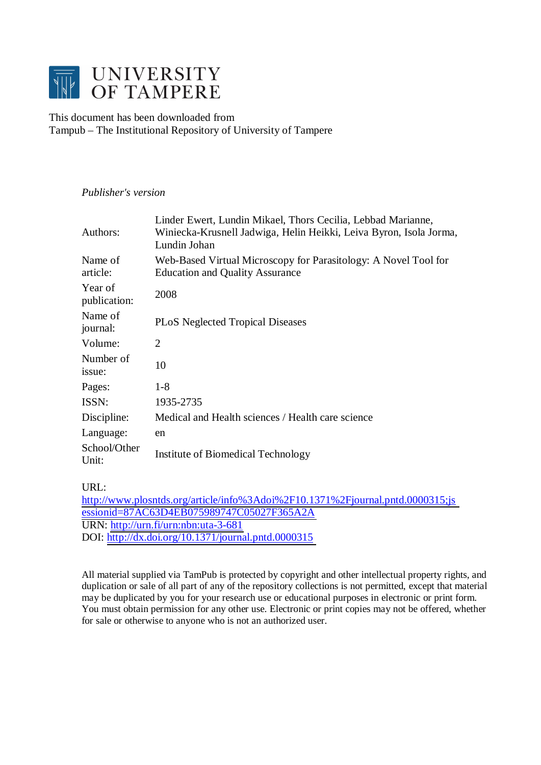# UNIVERSITY OF TAMPERE

This document has been downloaded from
Tampub – The Institutional Repository of University of Tampere

*Publisher's version*

| | |
|---|---|
| Authors: | Linder Ewert, Lundin Mikael, Thors Cecilia, Lebbad Marianne, Winiecka-Krusnell Jadwiga, Helin Heikki, Leiva Byron, Isola Jorma, Lundin Johan |
| Name of article: | Web-Based Virtual Microscopy for Parasitology: A Novel Tool for Education and Quality Assurance |
| Year of publication: | 2008 |
| Name of journal: | PLoS Neglected Tropical Diseases |
| Volume: | 2 |
| Number of issue: | 10 |
| Pages: | 1-8 |
| ISSN: | 1935-2735 |
| Discipline: | Medical and Health sciences / Health care science |
| Language: | en |
| School/Other Unit: | Institute of Biomedical Technology |

URL:
http://www.plosntds.org/article/info%3Adoi%2F10.1371%2Fjournal.pntd.0000315;jsessionid=87AC63D4EB075989747C05027F365A2A
URN: http://urn.fi/urn:nbn:uta-3-681
DOI: http://dx.doi.org/10.1371/journal.pntd.0000315

All material supplied via TamPub is protected by copyright and other intellectual property rights, and duplication or sale of all part of any of the repository collections is not permitted, except that material may be duplicated by you for your research use or educational purposes in electronic or print form. You must obtain permission for any other use. Electronic or print copies may not be offered, whether for sale or otherwise to anyone who is not an authorized user.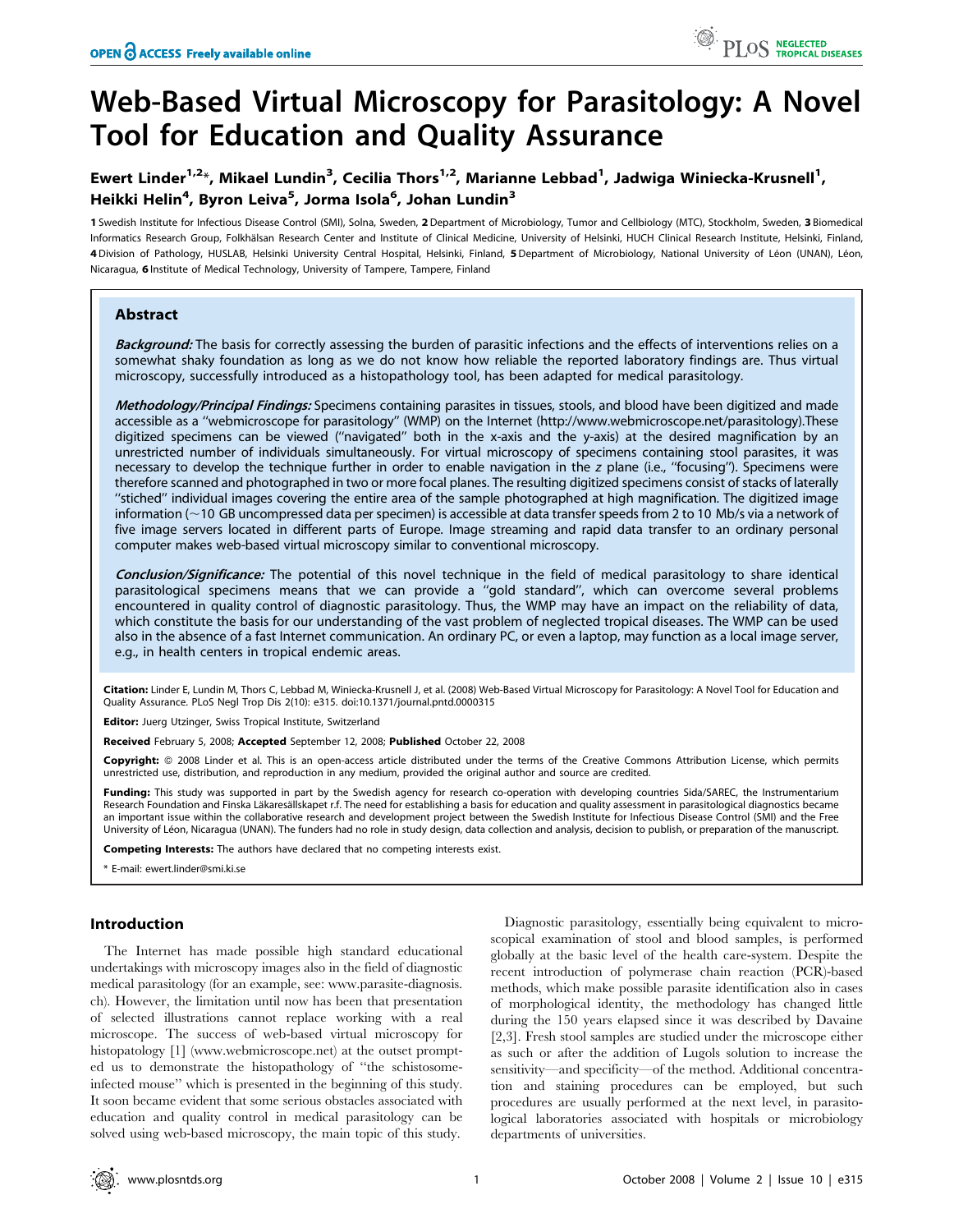# Web-Based Virtual Microscopy for Parasitology: A Novel Tool for Education and Quality Assurance

**Ewert Linder[1,2]\*, Mikael Lundin[3], Cecilia Thors[1,2], Marianne Lebbad[1], Jadwiga Winiecka-Krusnell[1], Heikki Helin[4], Byron Leiva[5], Jorma Isola[6], Johan Lundin[3]**

**1** Swedish Institute for Infectious Disease Control (SMI), Solna, Sweden, **2** Department of Microbiology, Tumor and Cellbiology (MTC), Stockholm, Sweden, **3** Biomedical Informatics Research Group, Folkhälsan Research Center and Institute of Clinical Medicine, University of Helsinki, HUCH Clinical Research Institute, Helsinki, Finland, **4** Division of Pathology, HUSLAB, Helsinki University Central Hospital, Helsinki, Finland, **5** Department of Microbiology, National University of Léon (UNAN), Léon, Nicaragua, **6** Institute of Medical Technology, University of Tampere, Tampere, Finland

## Abstract

***Background:*** The basis for correctly assessing the burden of parasitic infections and the effects of interventions relies on a somewhat shaky foundation as long as we do not know how reliable the reported laboratory findings are. Thus virtual microscopy, successfully introduced as a histopathology tool, has been adapted for medical parasitology.

***Methodology/Principal Findings:*** Specimens containing parasites in tissues, stools, and blood have been digitized and made accessible as a "webmicroscope for parasitology" (WMP) on the Internet (http://www.webmicroscope.net/parasitology).These digitized specimens can be viewed ("navigated" both in the x-axis and the y-axis) at the desired magnification by an unrestricted number of individuals simultaneously. For virtual microscopy of specimens containing stool parasites, it was necessary to develop the technique further in order to enable navigation in the z plane (i.e., "focusing"). Specimens were therefore scanned and photographed in two or more focal planes. The resulting digitized specimens consist of stacks of laterally "stiched" individual images covering the entire area of the sample photographed at high magnification. The digitized image information (~10 GB uncompressed data per specimen) is accessible at data transfer speeds from 2 to 10 Mb/s via a network of five image servers located in different parts of Europe. Image streaming and rapid data transfer to an ordinary personal computer makes web-based virtual microscopy similar to conventional microscopy.

***Conclusion/Significance:*** The potential of this novel technique in the field of medical parasitology to share identical parasitological specimens means that we can provide a "gold standard", which can overcome several problems encountered in quality control of diagnostic parasitology. Thus, the WMP may have an impact on the reliability of data, which constitute the basis for our understanding of the vast problem of neglected tropical diseases. The WMP can be used also in the absence of a fast Internet communication. An ordinary PC, or even a laptop, may function as a local image server, e.g., in health centers in tropical endemic areas.

**Citation:** Linder E, Lundin M, Thors C, Lebbad M, Winiecka-Krusnell J, et al. (2008) Web-Based Virtual Microscopy for Parasitology: A Novel Tool for Education and Quality Assurance. PLoS Negl Trop Dis 2(10): e315. doi:10.1371/journal.pntd.0000315

**Editor:** Juerg Utzinger, Swiss Tropical Institute, Switzerland

**Received** February 5, 2008; **Accepted** September 12, 2008; **Published** October 22, 2008

**Copyright:** © 2008 Linder et al. This is an open-access article distributed under the terms of the Creative Commons Attribution License, which permits unrestricted use, distribution, and reproduction in any medium, provided the original author and source are credited.

**Funding:** This study was supported in part by the Swedish agency for research co-operation with developing countries Sida/SAREC, the Instrumentarium Research Foundation and Finska Läkaresällskapet r.f. The need for establishing a basis for education and quality assessment in parasitological diagnostics became an important issue within the collaborative research and development project between the Swedish Institute for Infectious Disease Control (SMI) and the Free University of Léon, Nicaragua (UNAN). The funders had no role in study design, data collection and analysis, decision to publish, or preparation of the manuscript.

**Competing Interests:** The authors have declared that no competing interests exist.

\* E-mail: ewert.linder@smi.ki.se

## Introduction

The Internet has made possible high standard educational undertakings with microscopy images also in the field of diagnostic medical parasitology (for an example, see: www.parasite-diagnosis.ch). However, the limitation until now has been that presentation of selected illustrations cannot replace working with a real microscope. The success of web-based virtual microscopy for histopathology [1] (www.webmicroscope.net) at the outset prompted us to demonstrate the histopathology of "the schistosome-infected mouse" which is presented in the beginning of this study. It soon became evident that some serious obstacles associated with education and quality control in medical parasitology can be solved using web-based microscopy, the main topic of this study.

Diagnostic parasitology, essentially being equivalent to microscopical examination of stool and blood samples, is performed globally at the basic level of the health care-system. Despite the recent introduction of polymerase chain reaction (PCR)-based methods, which make possible parasite identification also in cases of morphological identity, the methodology has changed little during the 150 years elapsed since it was described by Davaine [2,3]. Fresh stool samples are studied under the microscope either as such or after the addition of Lugols solution to increase the sensitivity—and specificity—of the method. Additional concentration and staining procedures can be employed, but such procedures are usually performed at the next level, in parasitological laboratories associated with hospitals or microbiology departments of universities.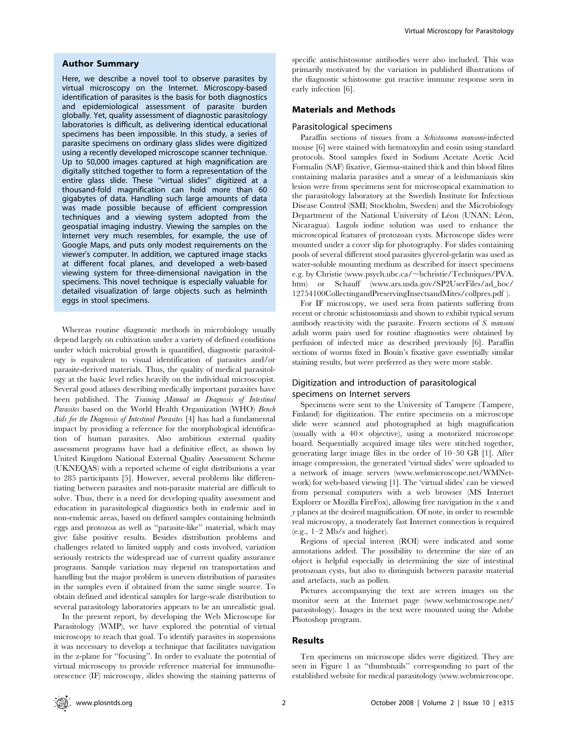## Author Summary

Here, we describe a novel tool to observe parasites by virtual microscopy on the Internet. Microscopy-based identification of parasites is the basis for both diagnostics and epidemiological assessment of parasite burden globally. Yet, quality assessment of diagnostic parasitology laboratories is difficult, as delivering identical educational specimens has been impossible. In this study, a series of parasite specimens on ordinary glass slides were digitized using a recently developed microscope scanner technique. Up to 50,000 images captured at high magnification are digitally stitched together to form a representation of the entire glass slide. These "virtual slides" digitized at a thousand-fold magnification can hold more than 60 gigabytes of data. Handling such large amounts of data was made possible because of efficient compression techniques and a viewing system adopted from the geospatial imaging industry. Viewing the samples on the Internet very much resembles, for example, the use of Google Maps, and puts only modest requirements on the viewer's computer. In addition, we captured image stacks at different focal planes, and developed a web-based viewing system for three-dimensional navigation in the specimens. This novel technique is especially valuable for detailed visualization of large objects such as helminth eggs in stool specimens.

Whereas routine diagnostic methods in microbiology usually depend largely on cultivation under a variety of defined conditions under which microbial growth is quantified, diagnostic parasitology is equivalent to visual identification of parasites and/or parasite-derived materials. Thus, the quality of medical parasitology at the basic level relies heavily on the individual microscopist. Several good atlases describing medically important parasites have been published. The *Training Manual on Diagnosis of Intestinal Parasites* based on the World Health Organization (WHO) *Bench Aids for the Diagnosis of Intestinal Parasites* [4] has had a fundamental impact by providing a reference for the morphological identification of human parasites. Also ambitious external quality assessment programs have had a definitive effect, as shown by United Kingdom National External Quality Assessment Scheme (UKNEQAS) with a reported scheme of eight distributions a year to 285 participants [5]. However, several problems like differentiating between parasites and non-parasite material are difficult to solve. Thus, there is a need for developing quality assessment and education in parasitological diagnostics both in endemic and in non-endemic areas, based on defined samples containing helminth eggs and protozoa as well as "parasite-like" material, which may give false positive results. Besides distribution problems and challenges related to limited supply and costs involved, variation seriously restricts the widespread use of current quality assurance programs. Sample variation may depend on transportation and handling but the major problem is uneven distribution of parasites in the samples even if obtained from the same single source. To obtain defined and identical samples for large-scale distribution to several parasitology laboratories appears to be an unrealistic goal.

In the present report, by developing the Web Microscope for Parasitology (WMP), we have explored the potential of virtual microscopy to reach that goal. To identify parasites in suspensions it was necessary to develop a technique that facilitates navigation in the z-plane for "focusing". In order to evaluate the potential of virtual microscopy to provide reference material for immunofluorescence (IF) microscopy, slides showing the staining patterns of specific antischistosome antibodies were also included. This was primarily motivated by the variation in published illustrations of the diagnostic schistosome gut reactive immune response seen in early infection [6].

## Materials and Methods

### Parasitological specimens

Paraffin sections of tissues from a *Schistosoma mansoni*-infected mouse [6] were stained with hematoxylin and eosin using standard protocols. Stool samples fixed in Sodium Acetate Acetic Acid Formalin (SAF) fixative, Giemsa-stained thick and thin blood films containing malaria parasites and a smear of a leishmaniasis skin lesion were from specimens sent for microscopical examination to the parasitology laboratory at the Swedish Institute for Infectious Disease Control (SMI; Stockholm, Sweden) and the Microbiology Department of the National University of Léon (UNAN; Léon, Nicaragua). Lugols iodine solution was used to enhance the microscopical features of protozoan cysts. Microscope slides were mounted under a cover slip for photography. For slides containing pools of several different stool parasites glycerol-gelatin was used as water-soluble mounting medium as described for insect specimens e.g. by Christie (www.psych.ubc.ca/~bchristie/Techniques/PVA.htm) or Schauff (www.ars.usda.gov/SP2UserFiles/ad_hoc/12754100CollectingandPreservingInsectsandMites/collpres.pdf ).

For IF microscopy, we used sera from patients suffering from recent or chronic schistosomiasis and shown to exhibit typical serum antibody reactivity with the parasite. Frozen sections of *S. mansoni* adult worm pairs used for routine diagnostics were obtained by perfusion of infected mice as described previously [6]. Paraffin sections of worms fixed in Bouin's fixative gave essentially similar staining results, but were preferred as they were more stable.

### Digitization and introduction of parasitological specimens on Internet servers

Specimens were sent to the University of Tampere (Tampere, Finland) for digitization. The entire specimens on a microscope slide were scanned and photographed at high magnification (usually with a 40× objective), using a motorized microscope board. Sequentially acquired image tiles were stitched together, generating large image files in the order of 10–50 GB [1]. After image compression, the generated 'virtual slides' were uploaded to a network of image servers (www.webmicroscope.net/WMNetwork) for web-based viewing [1]. The 'virtual slides' can be viewed from personal computers with a web browser (MS Internet Explorer or Mozilla FireFox), allowing free navigation in the *x* and *y* planes at the desired magnification. Of note, in order to resemble real microscopy, a moderately fast Internet connection is required (e.g., 1–2 Mb/s and higher).

Regions of special interest (ROI) were indicated and some annotations added. The possibility to determine the size of an object is helpful especially in determining the size of intestinal protozoan cysts, but also to distinguish between parasite material and artefacts, such as pollen.

Pictures accompanying the text are screen images on the monitor seen at the Internet page (www.webmicroscope.net/parasitology). Images in the text were mounted using the Adobe Photoshop program.

## Results

Ten specimens on microscope slides were digitized. They are seen in Figure 1 as "thumbnails" corresponding to part of the established website for medical parasitology (www.webmicroscope.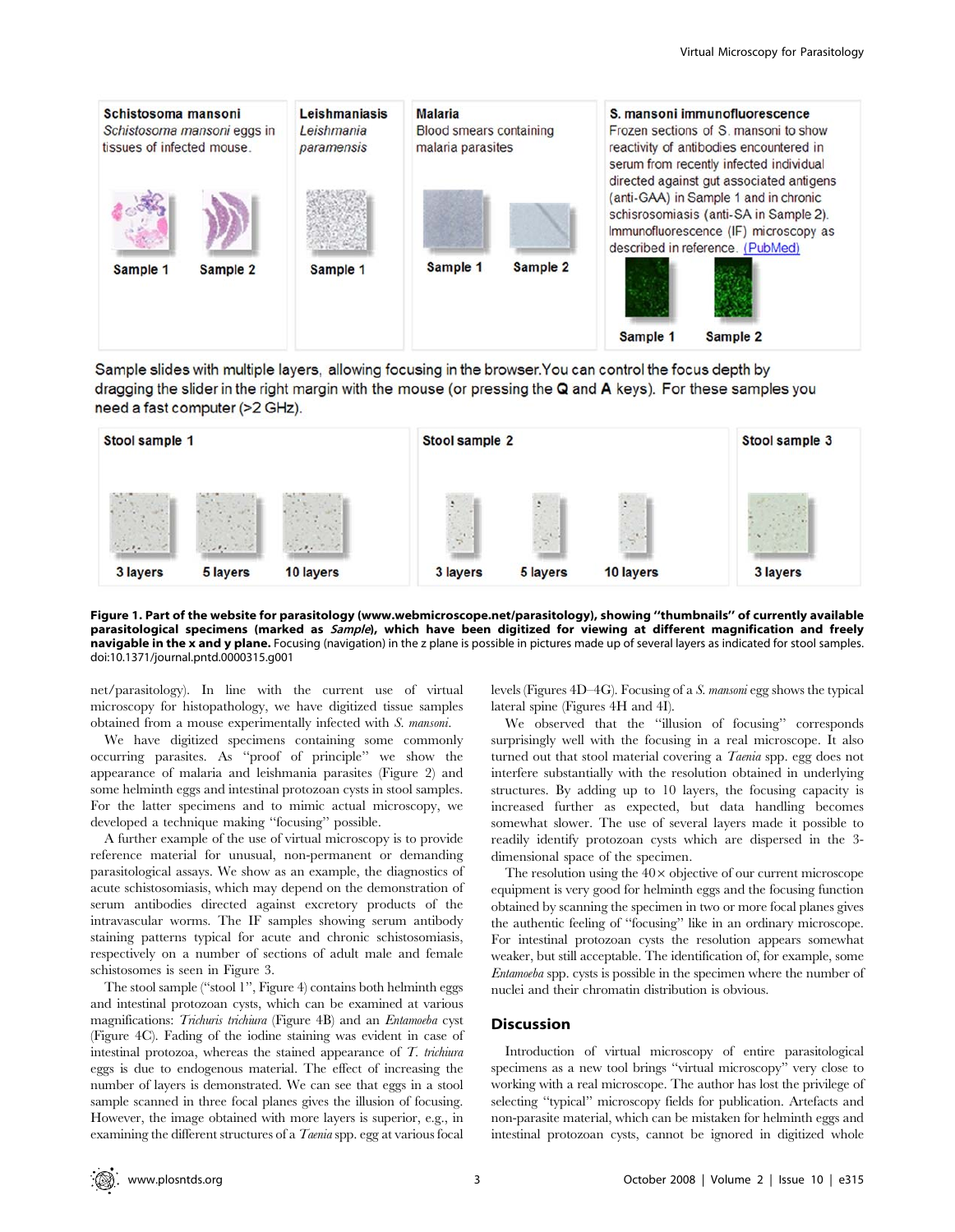**Figure 1. Part of the website for parasitology (www.webmicroscope.net/parasitology), showing ''thumbnails'' of currently available parasitological specimens (marked as *Sample*), which have been digitized for viewing at different magnification and freely navigable in the x and y plane.** Focusing (navigation) in the z plane is possible in pictures made up of several layers as indicated for stool samples.
doi:10.1371/journal.pntd.0000315.g001

net/parasitology). In line with the current use of virtual microscopy for histopathology, we have digitized tissue samples obtained from a mouse experimentally infected with *S. mansoni*.

We have digitized specimens containing some commonly occurring parasites. As ''proof of principle'' we show the appearance of malaria and leishmania parasites (Figure 2) and some helminth eggs and intestinal protozoan cysts in stool samples. For the latter specimens and to mimic actual microscopy, we developed a technique making ''focusing'' possible.

A further example of the use of virtual microscopy is to provide reference material for unusual, non-permanent or demanding parasitological assays. We show as an example, the diagnostics of acute schistosomiasis, which may depend on the demonstration of serum antibodies directed against excretory products of the intravascular worms. The IF samples showing serum antibody staining patterns typical for acute and chronic schistosomiasis, respectively on a number of sections of adult male and female schistosomes is seen in Figure 3.

The stool sample (''stool 1'', Figure 4) contains both helminth eggs and intestinal protozoan cysts, which can be examined at various magnifications: *Trichuris trichiura* (Figure 4B) and an *Entamoeba* cyst (Figure 4C). Fading of the iodine staining was evident in case of intestinal protozoa, whereas the stained appearance of *T. trichiura* eggs is due to endogenous material. The effect of increasing the number of layers is demonstrated. We can see that eggs in a stool sample scanned in three focal planes gives the illusion of focusing. However, the image obtained with more layers is superior, e.g., in examining the different structures of a *Taenia* spp. egg at various focal levels (Figures 4D–4G). Focusing of a *S. mansoni* egg shows the typical lateral spine (Figures 4H and 4I).

We observed that the ''illusion of focusing'' corresponds surprisingly well with the focusing in a real microscope. It also turned out that stool material covering a *Taenia* spp. egg does not interfere substantially with the resolution obtained in underlying structures. By adding up to 10 layers, the focusing capacity is increased further as expected, but data handling becomes somewhat slower. The use of several layers made it possible to readily identify protozoan cysts which are dispersed in the 3-dimensional space of the specimen.

The resolution using the 40× objective of our current microscope equipment is very good for helminth eggs and the focusing function obtained by scanning the specimen in two or more focal planes gives the authentic feeling of ''focusing'' like in an ordinary microscope. For intestinal protozoan cysts the resolution appears somewhat weaker, but still acceptable. The identification of, for example, some *Entamoeba* spp. cysts is possible in the specimen where the number of nuclei and their chromatin distribution is obvious.

## Discussion

Introduction of virtual microscopy of entire parasitological specimens as a new tool brings ''virtual microscopy'' very close to working with a real microscope. The author has lost the privilege of selecting ''typical'' microscopy fields for publication. Artefacts and non-parasite material, which can be mistaken for helminth eggs and intestinal protozoan cysts, cannot be ignored in digitized whole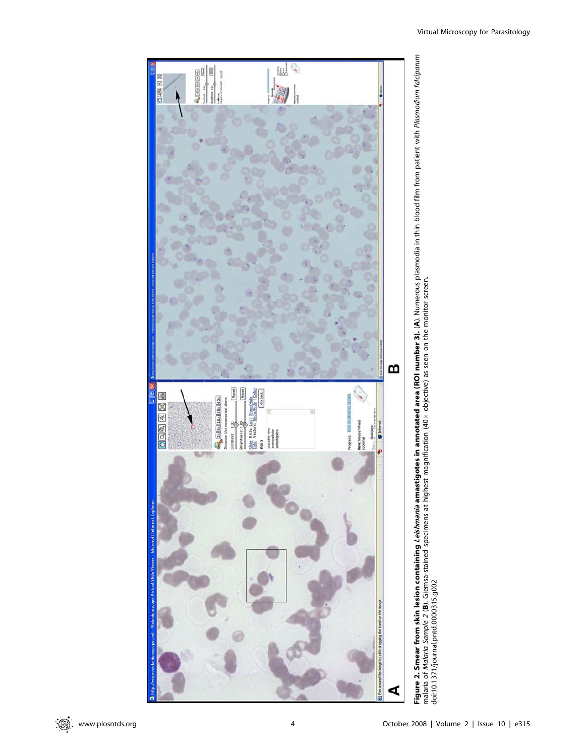**Figure 2. Smear from skin lesion containing *Leishmania* amastigotes in annotated area (ROI number 3).** (**A**). Numerous plasmodia in thin blood film from patient with *Plasmodium falciparum* malaria of *Malaria Sample 2* (**B**). Giemsa-stained specimens at highest magnification (40× objective) as seen on the monitor screen.
doi:10.1371/journal.pntd.0000315.g002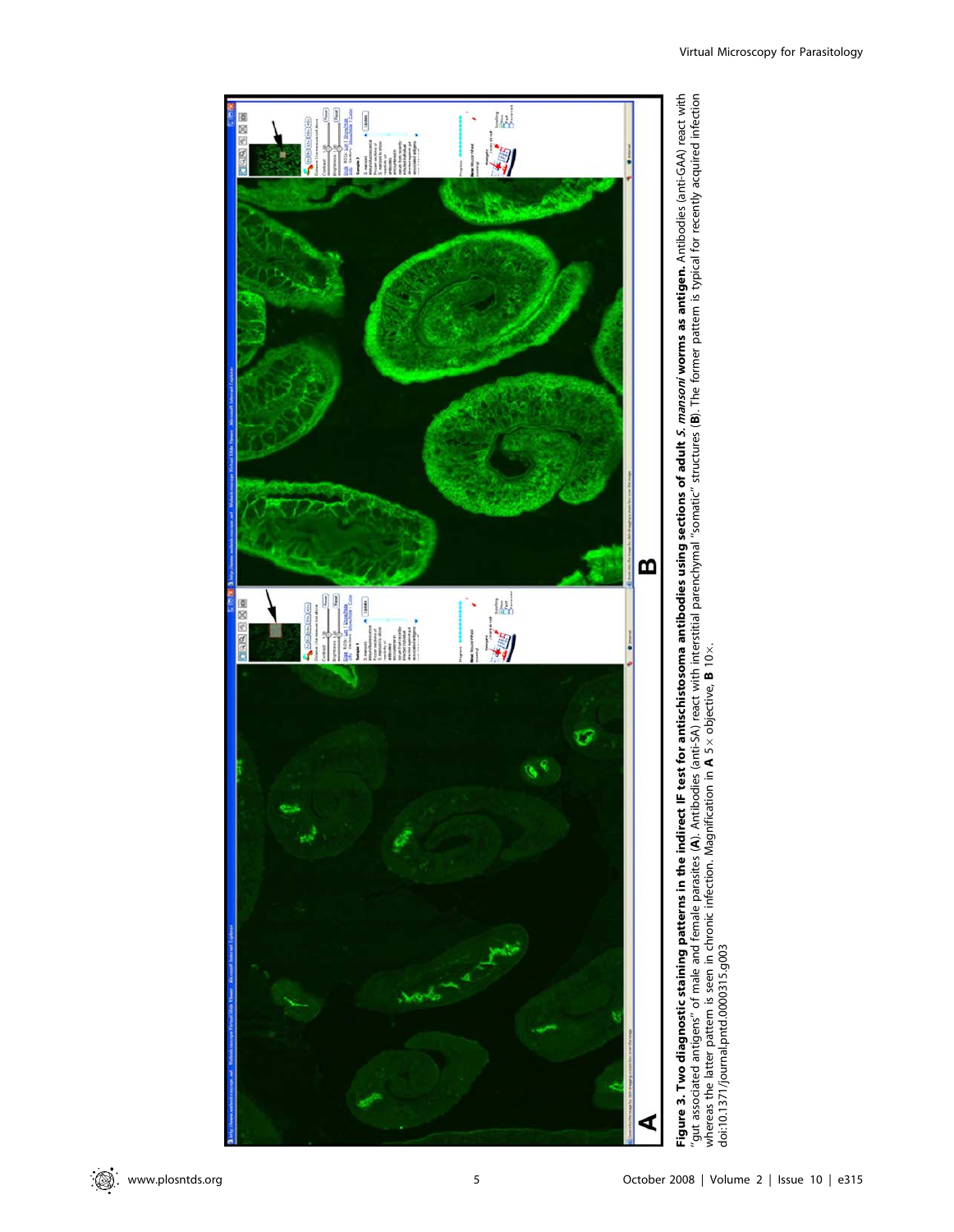**Figure 3. Two diagnostic staining patterns in the indirect IF test for antischistosoma antibodies using sections of adult *S. mansoni* worms as antigen.** Antibodies (anti-GAA) react with "gut associated antigens" of male and female parasites (**A**). Antibodies (anti-SA) react with interstitial parenchymal "somatic" structures (**B**). The former pattern is typical for recently acquired infection whereas the latter pattern is seen in chronic infection. Magnification in **A** 5× objective, **B** 10×.

doi:10.1371/journal.pntd.0000315.g003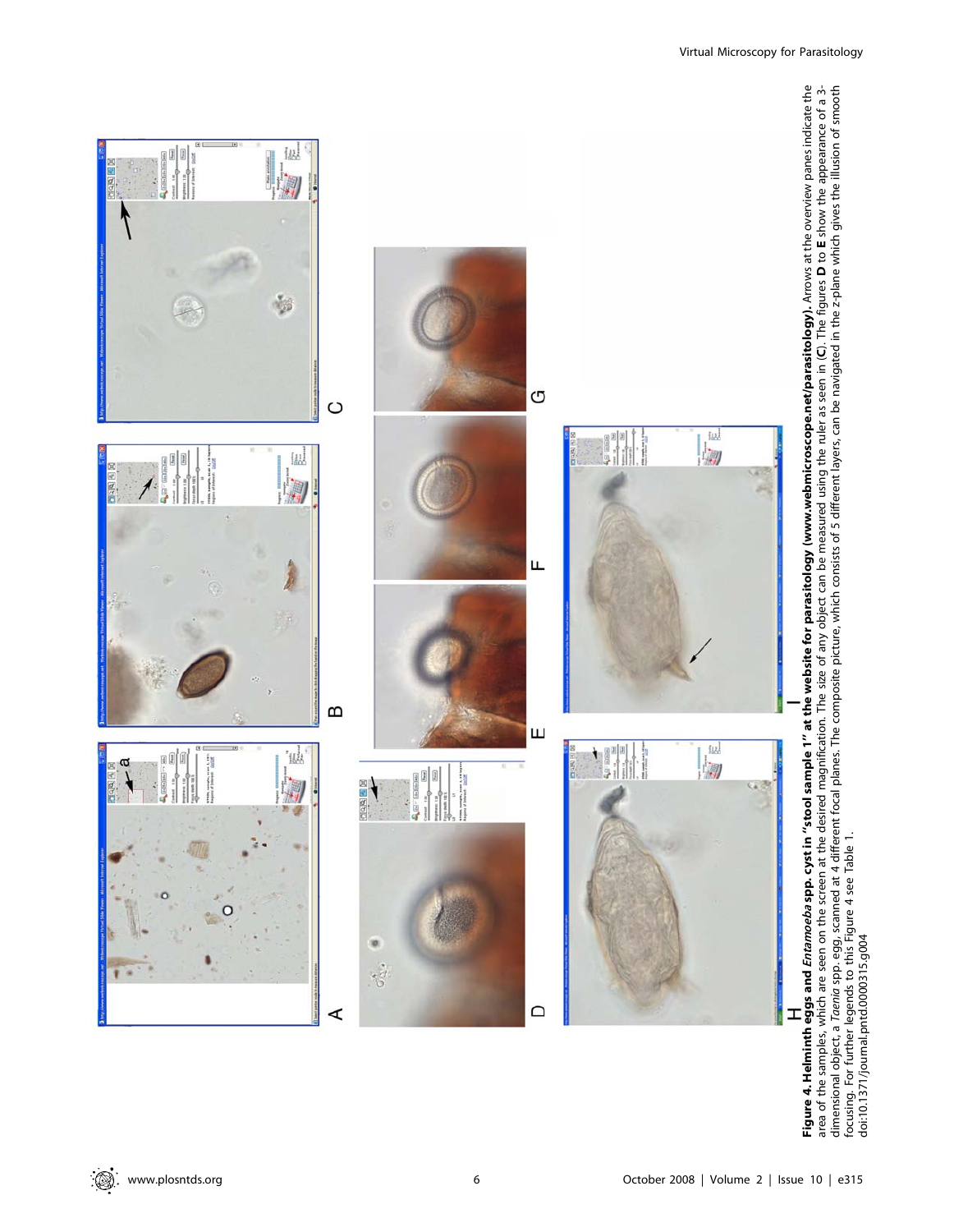**Figure 4. Helminth eggs and *Entamoeba* spp. cyst in "stool sample 1" at the website for parasitology (www.webmicroscope.net/parasitology).** Arrows at the overview panes indicate the area of the samples, which are seen on the screen at the desired magnification. The size of any object can be measured using the ruler as seen in (**C**). The figures **D** to **E** show the appearance of a 3-dimensional object, a *Taenia* spp. egg, scanned at 4 different focal planes. The composite picture, which consists of 5 different layers, can be navigated in the z-plane which gives the illusion of smooth focusing. For further legends to this Figure 4 see Table 1.
doi:10.1371/journal.pntd.0000315.g004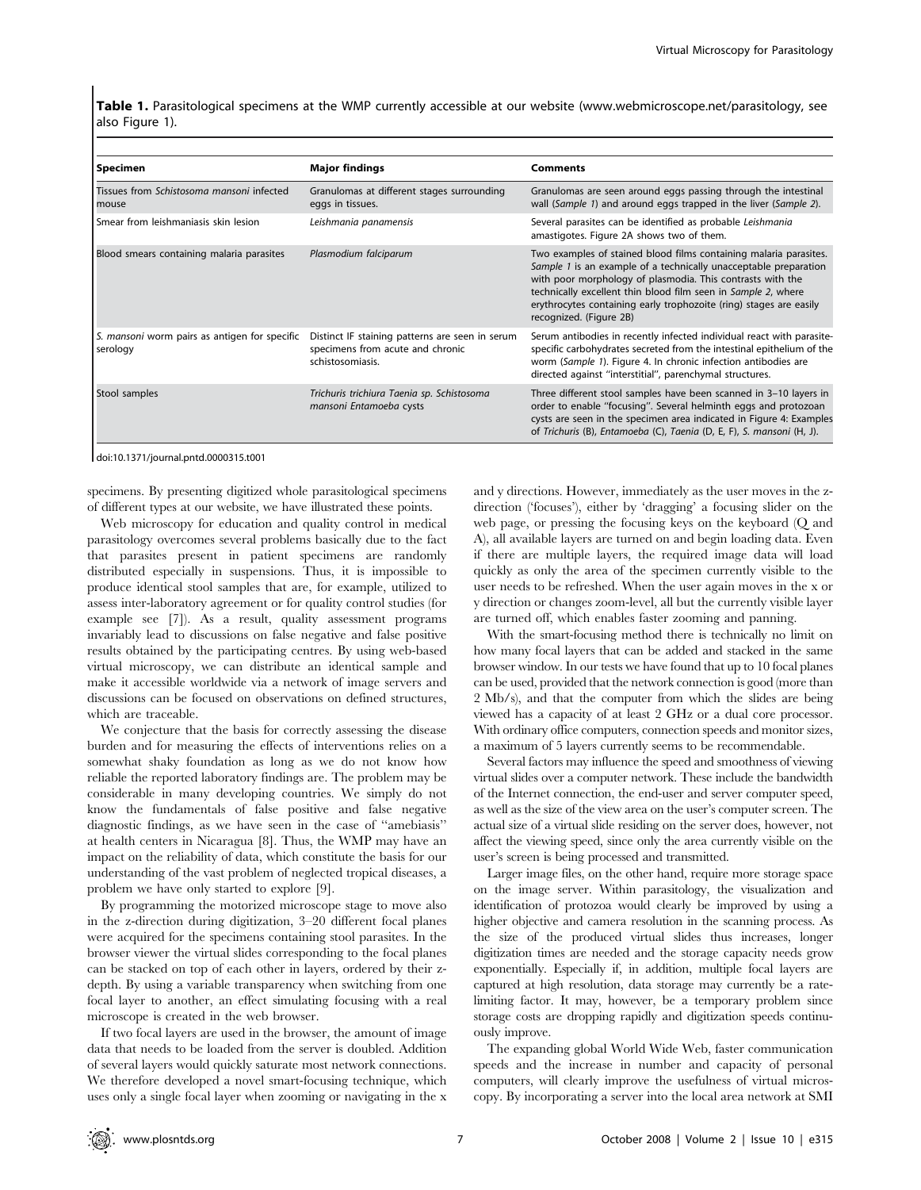**Table 1.** Parasitological specimens at the WMP currently accessible at our website (www.webmicroscope.net/parasitology, see also Figure 1).

| Specimen | Major findings | Comments |
|---|---|---|
| Tissues from *Schistosoma mansoni* infected mouse | Granulomas at different stages surrounding eggs in tissues. | Granulomas are seen around eggs passing through the intestinal wall (*Sample 1*) and around eggs trapped in the liver (*Sample 2*). |
| Smear from leishmaniasis skin lesion | *Leishmania panamensis* | Several parasites can be identified as probable *Leishmania* amastigotes. Figure 2A shows two of them. |
| Blood smears containing malaria parasites | *Plasmodium falciparum* | Two examples of stained blood films containing malaria parasites. *Sample 1* is an example of a technically unacceptable preparation with poor morphology of plasmodia. This contrasts with the technically excellent thin blood film seen in *Sample 2*, where erythrocytes containing early trophozoite (ring) stages are easily recognized. (Figure 2B) |
| *S. mansoni* worm pairs as antigen for specific serology | Distinct IF staining patterns are seen in serum specimens from acute and chronic schistosomiasis. | Serum antibodies in recently infected individual react with parasite-specific carbohydrates secreted from the intestinal epithelium of the worm (*Sample 1*). Figure 4. In chronic infection antibodies are directed against "interstitial", parenchymal structures. |
| Stool samples | *Trichuris trichiura Taenia sp. Schistosoma mansoni Entamoeba* cysts | Three different stool samples have been scanned in 3–10 layers in order to enable "focusing". Several helminth eggs and protozoan cysts are seen in the specimen area indicated in Figure 4: Examples of *Trichuris* (B), *Entamoeba* (C), *Taenia* (D, E, F), *S. mansoni* (H, J). |

doi:10.1371/journal.pntd.0000315.t001

specimens. By presenting digitized whole parasitological specimens of different types at our website, we have illustrated these points.

Web microscopy for education and quality control in medical parasitology overcomes several problems basically due to the fact that parasites present in patient specimens are randomly distributed especially in suspensions. Thus, it is impossible to produce identical stool samples that are, for example, utilized to assess inter-laboratory agreement or for quality control studies (for example see [7]). As a result, quality assessment programs invariably lead to discussions on false negative and false positive results obtained by the participating centres. By using web-based virtual microscopy, we can distribute an identical sample and make it accessible worldwide via a network of image servers and discussions can be focused on observations on defined structures, which are traceable.

We conjecture that the basis for correctly assessing the disease burden and for measuring the effects of interventions relies on a somewhat shaky foundation as long as we do not know how reliable the reported laboratory findings are. The problem may be considerable in many developing countries. We simply do not know the fundamentals of false positive and false negative diagnostic findings, as we have seen in the case of "amebiasis" at health centers in Nicaragua [8]. Thus, the WMP may have an impact on the reliability of data, which constitute the basis for our understanding of the vast problem of neglected tropical diseases, a problem we have only started to explore [9].

By programming the motorized microscope stage to move also in the z-direction during digitization, 3–20 different focal planes were acquired for the specimens containing stool parasites. In the browser viewer the virtual slides corresponding to the focal planes can be stacked on top of each other in layers, ordered by their z-depth. By using a variable transparency when switching from one focal layer to another, an effect simulating focusing with a real microscope is created in the web browser.

If two focal layers are used in the browser, the amount of image data that needs to be loaded from the server is doubled. Addition of several layers would quickly saturate most network connections. We therefore developed a novel smart-focusing technique, which uses only a single focal layer when zooming or navigating in the x and y directions. However, immediately as the user moves in the z-direction ('focuses'), either by 'dragging' a focusing slider on the web page, or pressing the focusing keys on the keyboard (Q and A), all available layers are turned on and begin loading data. Even if there are multiple layers, the required image data will load quickly as only the area of the specimen currently visible to the user needs to be refreshed. When the user again moves in the x or y direction or changes zoom-level, all but the currently visible layer are turned off, which enables faster zooming and panning.

With the smart-focusing method there is technically no limit on how many focal layers that can be added and stacked in the same browser window. In our tests we have found that up to 10 focal planes can be used, provided that the network connection is good (more than 2 Mb/s), and that the computer from which the slides are being viewed has a capacity of at least 2 GHz or a dual core processor. With ordinary office computers, connection speeds and monitor sizes, a maximum of 5 layers currently seems to be recommendable.

Several factors may influence the speed and smoothness of viewing virtual slides over a computer network. These include the bandwidth of the Internet connection, the end-user and server computer speed, as well as the size of the view area on the user's computer screen. The actual size of a virtual slide residing on the server does, however, not affect the viewing speed, since only the area currently visible on the user's screen is being processed and transmitted.

Larger image files, on the other hand, require more storage space on the image server. Within parasitology, the visualization and identification of protozoa would clearly be improved by using a higher objective and camera resolution in the scanning process. As the size of the produced virtual slides thus increases, longer digitization times are needed and the storage capacity needs grow exponentially. Especially if, in addition, multiple focal layers are captured at high resolution, data storage may currently be a rate-limiting factor. It may, however, be a temporary problem since storage costs are dropping rapidly and digitization speeds continuously improve.

The expanding global World Wide Web, faster communication speeds and the increase in number and capacity of personal computers, will clearly improve the usefulness of virtual microscopy. By incorporating a server into the local area network at SMI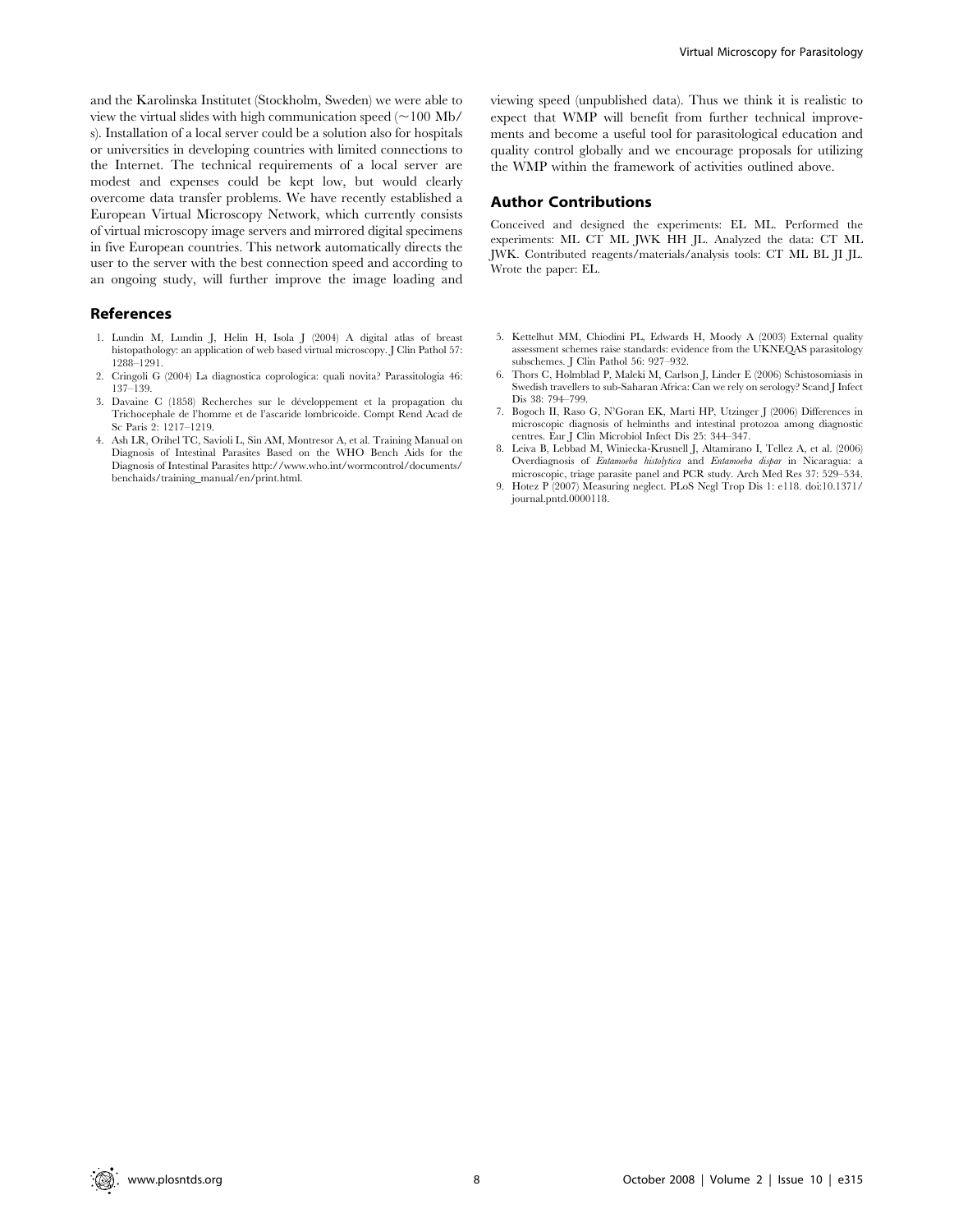and the Karolinska Institutet (Stockholm, Sweden) we were able to view the virtual slides with high communication speed (~100 Mb/s). Installation of a local server could be a solution also for hospitals or universities in developing countries with limited connections to the Internet. The technical requirements of a local server are modest and expenses could be kept low, but would clearly overcome data transfer problems. We have recently established a European Virtual Microscopy Network, which currently consists of virtual microscopy image servers and mirrored digital specimens in five European countries. This network automatically directs the user to the server with the best connection speed and according to an ongoing study, will further improve the image loading and viewing speed (unpublished data). Thus we think it is realistic to expect that WMP will benefit from further technical improvements and become a useful tool for parasitological education and quality control globally and we encourage proposals for utilizing the WMP within the framework of activities outlined above.

## Author Contributions

Conceived and designed the experiments: EL ML. Performed the experiments: ML CT ML JWK HH JL. Analyzed the data: CT ML JWK. Contributed reagents/materials/analysis tools: CT ML BL JI JL. Wrote the paper: EL.

## References

1. Lundin M, Lundin J, Helin H, Isola J (2004) A digital atlas of breast histopathology: an application of web based virtual microscopy. J Clin Pathol 57: 1288–1291.
2. Cringoli G (2004) La diagnostica coprologica: quali novita? Parassitologia 46: 137–139.
3. Davaine C (1858) Recherches sur le développement et la propagation du Trichocephale de l'homme et de l'ascaride lombricoide. Compt Rend Acad de Sc Paris 2: 1217–1219.
4. Ash LR, Orihel TC, Savioli L, Sin AM, Montresor A, et al. Training Manual on Diagnosis of Intestinal Parasites Based on the WHO Bench Aids for the Diagnosis of Intestinal Parasites http://www.who.int/wormcontrol/documents/benchaids/training_manual/en/print.html.
5. Kettelhut MM, Chiodini PL, Edwards H, Moody A (2003) External quality assessment schemes raise standards: evidence from the UKNEQAS parasitology subschemes. J Clin Pathol 56: 927–932.
6. Thors C, Holmblad P, Maleki M, Carlson J, Linder E (2006) Schistosomiasis in Swedish travellers to sub-Saharan Africa: Can we rely on serology? Scand J Infect Dis 38: 794–799.
7. Bogoch II, Raso G, N'Goran EK, Marti HP, Utzinger J (2006) Differences in microscopic diagnosis of helminths and intestinal protozoa among diagnostic centres. Eur J Clin Microbiol Infect Dis 25: 344–347.
8. Leiva B, Lebbad M, Winiecka-Krusnell J, Altamirano I, Tellez A, et al. (2006) Overdiagnosis of *Entamoeba histolytica* and *Entamoeba dispar* in Nicaragua: a microscopic, triage parasite panel and PCR study. Arch Med Res 37: 529–534.
9. Hotez P (2007) Measuring neglect. PLoS Negl Trop Dis 1: e118. doi:10.1371/journal.pntd.0000118.